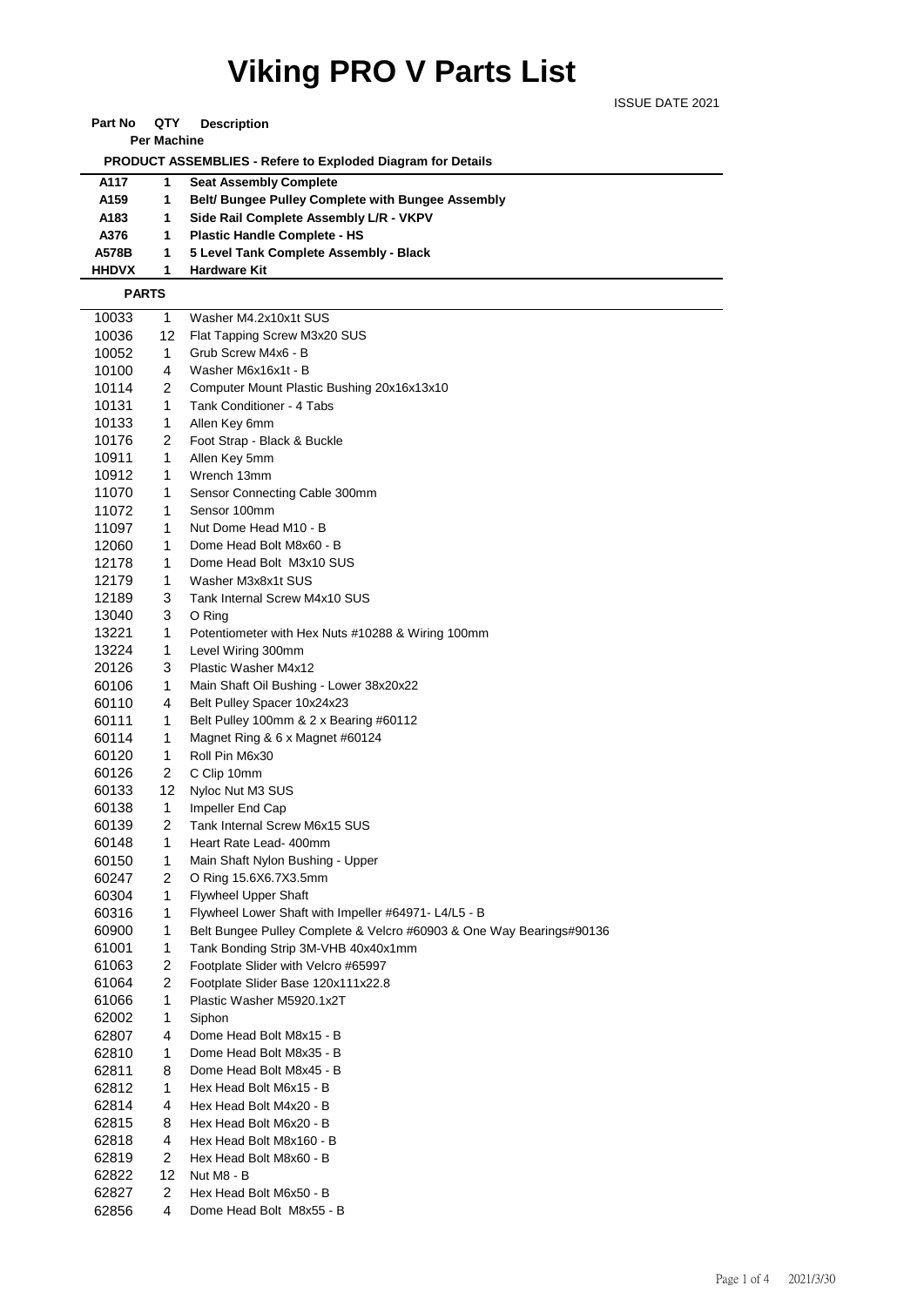# Viking PRO V Parts List

ISSUE DATE 2021

| Part No | QTY Per Machine | Description |
|---|---|---|
| | | **PRODUCT ASSEMBLIES - Refere to Exploded Diagram for Details** |
| **A117** | **1** | **Seat Assembly Complete** |
| **A159** | **1** | **Belt/ Bungee Pulley Complete with Bungee Assembly** |
| **A183** | **1** | **Side Rail Complete Assembly L/R - VKPV** |
| **A376** | **1** | **Plastic Handle Complete - HS** |
| **A578B** | **1** | **5 Level Tank Complete Assembly - Black** |
| **HHDVX** | **1** | **Hardware Kit** |
| **PARTS** | | |
| 10033 | 1 | Washer M4.2x10x1t SUS |
| 10036 | 12 | Flat Tapping Screw M3x20 SUS |
| 10052 | 1 | Grub Screw M4x6 - B |
| 10100 | 4 | Washer M6x16x1t - B |
| 10114 | 2 | Computer Mount Plastic Bushing 20x16x13x10 |
| 10131 | 1 | Tank Conditioner - 4 Tabs |
| 10133 | 1 | Allen Key 6mm |
| 10176 | 2 | Foot Strap - Black & Buckle |
| 10911 | 1 | Allen Key 5mm |
| 10912 | 1 | Wrench 13mm |
| 11070 | 1 | Sensor Connecting Cable 300mm |
| 11072 | 1 | Sensor 100mm |
| 11097 | 1 | Nut Dome Head M10 - B |
| 12060 | 1 | Dome Head Bolt M8x60 - B |
| 12178 | 1 | Dome Head Bolt M3x10 SUS |
| 12179 | 1 | Washer M3x8x1t SUS |
| 12189 | 3 | Tank Internal Screw M4x10 SUS |
| 13040 | 3 | O Ring |
| 13221 | 1 | Potentiometer with Hex Nuts #10288 & Wiring 100mm |
| 13224 | 1 | Level Wiring 300mm |
| 20126 | 3 | Plastic Washer M4x12 |
| 60106 | 1 | Main Shaft Oil Bushing - Lower 38x20x22 |
| 60110 | 4 | Belt Pulley Spacer 10x24x23 |
| 60111 | 1 | Belt Pulley 100mm & 2 x Bearing #60112 |
| 60114 | 1 | Magnet Ring & 6 x Magnet #60124 |
| 60120 | 1 | Roll Pin M6x30 |
| 60126 | 2 | C Clip 10mm |
| 60133 | 12 | Nyloc Nut M3 SUS |
| 60138 | 1 | Impeller End Cap |
| 60139 | 2 | Tank Internal Screw M6x15 SUS |
| 60148 | 1 | Heart Rate Lead- 400mm |
| 60150 | 1 | Main Shaft Nylon Bushing - Upper |
| 60247 | 2 | O Ring 15.6X6.7X3.5mm |
| 60304 | 1 | Flywheel Upper Shaft |
| 60316 | 1 | Flywheel Lower Shaft with Impeller #64971- L4/L5 - B |
| 60900 | 1 | Belt Bungee Pulley Complete & Velcro #60903 & One Way Bearings#90136 |
| 61001 | 1 | Tank Bonding Strip 3M-VHB 40x40x1mm |
| 61063 | 2 | Footplate Slider with Velcro #65997 |
| 61064 | 2 | Footplate Slider Base 120x111x22.8 |
| 61066 | 1 | Plastic Washer M5920.1x2T |
| 62002 | 1 | Siphon |
| 62807 | 4 | Dome Head Bolt M8x15 - B |
| 62810 | 1 | Dome Head Bolt M8x35 - B |
| 62811 | 8 | Dome Head Bolt M8x45 - B |
| 62812 | 1 | Hex Head Bolt M6x15 - B |
| 62814 | 4 | Hex Head Bolt M4x20 - B |
| 62815 | 8 | Hex Head Bolt M6x20 - B |
| 62818 | 4 | Hex Head Bolt M8x160 - B |
| 62819 | 2 | Hex Head Bolt M8x60 - B |
| 62822 | 12 | Nut M8 - B |
| 62827 | 2 | Hex Head Bolt M6x50 - B |
| 62856 | 4 | Dome Head Bolt M8x55 - B |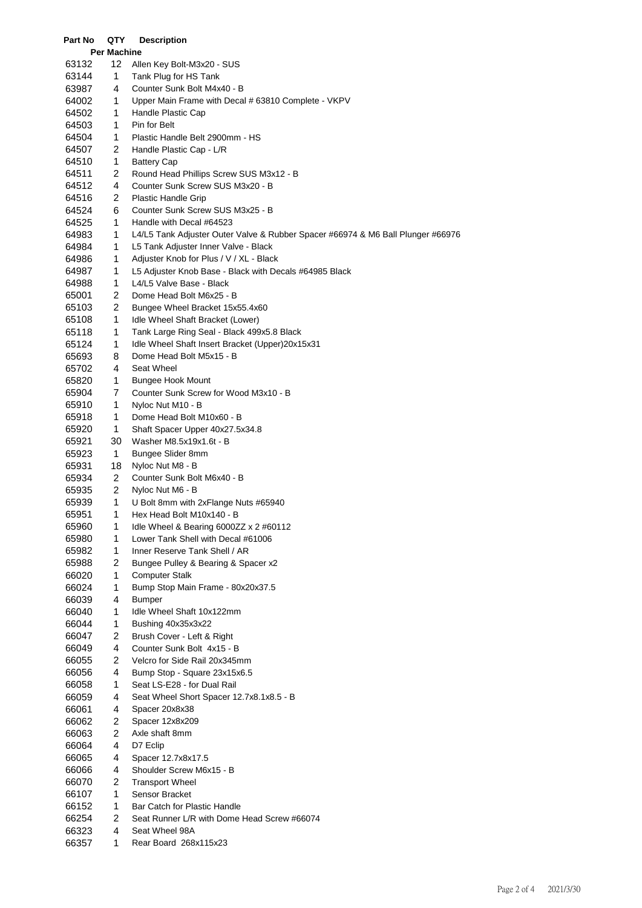| Part No | QTY Per Machine | Description |
|---|---|---|
| 63132 | 12 | Allen Key Bolt-M3x20 - SUS |
| 63144 | 1 | Tank Plug for HS Tank |
| 63987 | 4 | Counter Sunk Bolt M4x40 - B |
| 64002 | 1 | Upper Main Frame with Decal # 63810 Complete - VKPV |
| 64502 | 1 | Handle Plastic Cap |
| 64503 | 1 | Pin for Belt |
| 64504 | 1 | Plastic Handle Belt 2900mm - HS |
| 64507 | 2 | Handle Plastic Cap - L/R |
| 64510 | 1 | Battery Cap |
| 64511 | 2 | Round Head Phillips Screw SUS M3x12 - B |
| 64512 | 4 | Counter Sunk Screw SUS M3x20 - B |
| 64516 | 2 | Plastic Handle Grip |
| 64524 | 6 | Counter Sunk Screw SUS M3x25 - B |
| 64525 | 1 | Handle with Decal #64523 |
| 64983 | 1 | L4/L5 Tank Adjuster Outer Valve & Rubber Spacer #66974 & M6 Ball Plunger #66976 |
| 64984 | 1 | L5 Tank Adjuster Inner Valve - Black |
| 64986 | 1 | Adjuster Knob for Plus / V / XL - Black |
| 64987 | 1 | L5 Adjuster Knob Base - Black with Decals #64985 Black |
| 64988 | 1 | L4/L5 Valve Base - Black |
| 65001 | 2 | Dome Head Bolt M6x25 - B |
| 65103 | 2 | Bungee Wheel Bracket 15x55.4x60 |
| 65108 | 1 | Idle Wheel Shaft Bracket (Lower) |
| 65118 | 1 | Tank Large Ring Seal - Black 499x5.8 Black |
| 65124 | 1 | Idle Wheel Shaft Insert Bracket (Upper)20x15x31 |
| 65693 | 8 | Dome Head Bolt M5x15 - B |
| 65702 | 4 | Seat Wheel |
| 65820 | 1 | Bungee Hook Mount |
| 65904 | 7 | Counter Sunk Screw for Wood M3x10 - B |
| 65910 | 1 | Nyloc Nut M10 - B |
| 65918 | 1 | Dome Head Bolt M10x60 - B |
| 65920 | 1 | Shaft Spacer Upper 40x27.5x34.8 |
| 65921 | 30 | Washer M8.5x19x1.6t - B |
| 65923 | 1 | Bungee Slider 8mm |
| 65931 | 18 | Nyloc Nut M8 - B |
| 65934 | 2 | Counter Sunk Bolt M6x40 - B |
| 65935 | 2 | Nyloc Nut M6 - B |
| 65939 | 1 | U Bolt 8mm with 2xFlange Nuts #65940 |
| 65951 | 1 | Hex Head Bolt M10x140 - B |
| 65960 | 1 | Idle Wheel & Bearing 6000ZZ x 2 #60112 |
| 65980 | 1 | Lower Tank Shell with Decal #61006 |
| 65982 | 1 | Inner Reserve Tank Shell / AR |
| 65988 | 2 | Bungee Pulley & Bearing & Spacer x2 |
| 66020 | 1 | Computer Stalk |
| 66024 | 1 | Bump Stop Main Frame - 80x20x37.5 |
| 66039 | 4 | Bumper |
| 66040 | 1 | Idle Wheel Shaft 10x122mm |
| 66044 | 1 | Bushing 40x35x3x22 |
| 66047 | 2 | Brush Cover - Left & Right |
| 66049 | 4 | Counter Sunk Bolt 4x15 - B |
| 66055 | 2 | Velcro for Side Rail 20x345mm |
| 66056 | 4 | Bump Stop - Square 23x15x6.5 |
| 66058 | 1 | Seat LS-E28 - for Dual Rail |
| 66059 | 4 | Seat Wheel Short Spacer 12.7x8.1x8.5 - B |
| 66061 | 4 | Spacer 20x8x38 |
| 66062 | 2 | Spacer 12x8x209 |
| 66063 | 2 | Axle shaft 8mm |
| 66064 | 4 | D7 Eclip |
| 66065 | 4 | Spacer 12.7x8x17.5 |
| 66066 | 4 | Shoulder Screw M6x15 - B |
| 66070 | 2 | Transport Wheel |
| 66107 | 1 | Sensor Bracket |
| 66152 | 1 | Bar Catch for Plastic Handle |
| 66254 | 2 | Seat Runner L/R with Dome Head Screw #66074 |
| 66323 | 4 | Seat Wheel 98A |
| 66357 | 1 | Rear Board 268x115x23 |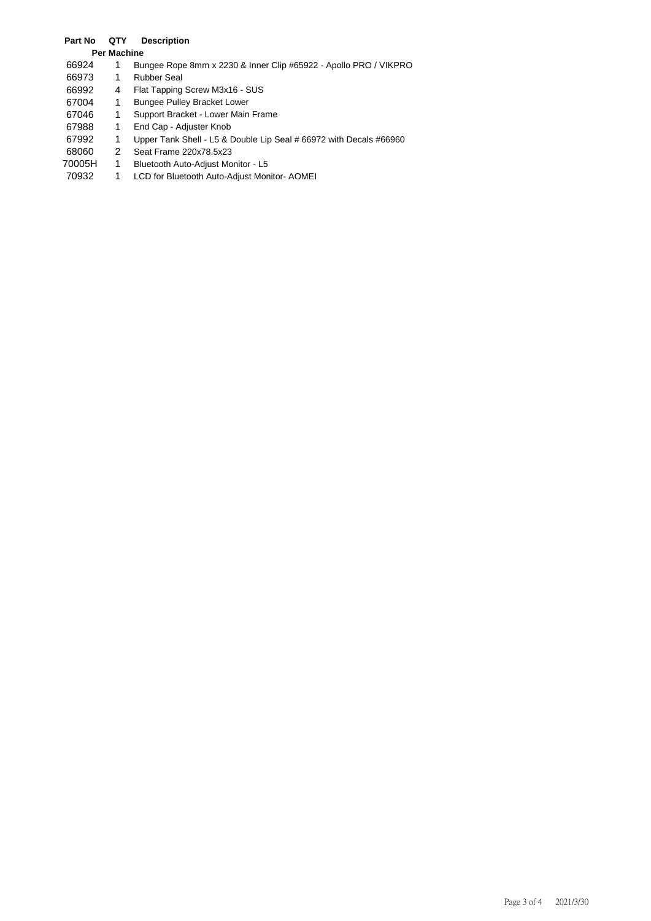| Part No | QTY Per Machine | Description |
| --- | --- | --- |
| 66924 | 1 | Bungee Rope 8mm x 2230 & Inner Clip #65922 - Apollo PRO / VIKPRO |
| 66973 | 1 | Rubber Seal |
| 66992 | 4 | Flat Tapping Screw M3x16 - SUS |
| 67004 | 1 | Bungee Pulley Bracket Lower |
| 67046 | 1 | Support Bracket - Lower Main Frame |
| 67988 | 1 | End Cap - Adjuster Knob |
| 67992 | 1 | Upper Tank Shell - L5 & Double Lip Seal # 66972 with Decals #66960 |
| 68060 | 2 | Seat Frame 220x78.5x23 |
| 70005H | 1 | Bluetooth Auto-Adjust Monitor - L5 |
| 70932 | 1 | LCD for Bluetooth Auto-Adjust Monitor- AOMEI |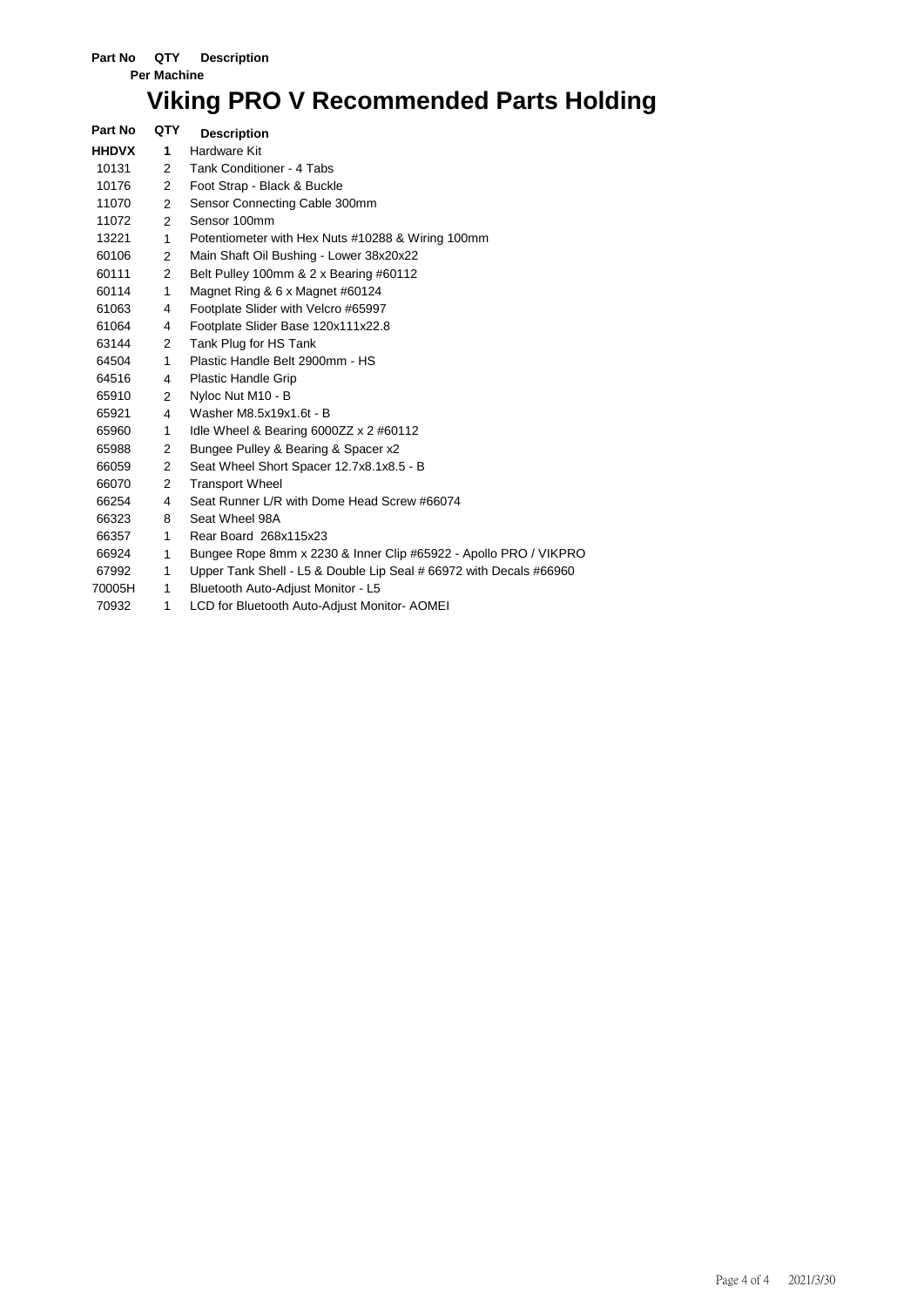**Part No QTY Description**
**Per Machine**

# Viking PRO V Recommended Parts Holding

| Part No | QTY | Description |
|---|---|---|
| **HHDVX** | **1** | Hardware Kit |
| 10131 | 2 | Tank Conditioner - 4 Tabs |
| 10176 | 2 | Foot Strap - Black & Buckle |
| 11070 | 2 | Sensor Connecting Cable 300mm |
| 11072 | 2 | Sensor 100mm |
| 13221 | 1 | Potentiometer with Hex Nuts #10288 & Wiring 100mm |
| 60106 | 2 | Main Shaft Oil Bushing - Lower 38x20x22 |
| 60111 | 2 | Belt Pulley 100mm & 2 x Bearing #60112 |
| 60114 | 1 | Magnet Ring & 6 x Magnet #60124 |
| 61063 | 4 | Footplate Slider with Velcro #65997 |
| 61064 | 4 | Footplate Slider Base 120x111x22.8 |
| 63144 | 2 | Tank Plug for HS Tank |
| 64504 | 1 | Plastic Handle Belt 2900mm - HS |
| 64516 | 4 | Plastic Handle Grip |
| 65910 | 2 | Nyloc Nut M10 - B |
| 65921 | 4 | Washer M8.5x19x1.6t - B |
| 65960 | 1 | Idle Wheel & Bearing 6000ZZ x 2 #60112 |
| 65988 | 2 | Bungee Pulley & Bearing & Spacer x2 |
| 66059 | 2 | Seat Wheel Short Spacer 12.7x8.1x8.5 - B |
| 66070 | 2 | Transport Wheel |
| 66254 | 4 | Seat Runner L/R with Dome Head Screw #66074 |
| 66323 | 8 | Seat Wheel 98A |
| 66357 | 1 | Rear Board 268x115x23 |
| 66924 | 1 | Bungee Rope 8mm x 2230 & Inner Clip #65922 - Apollo PRO / VIKPRO |
| 67992 | 1 | Upper Tank Shell - L5 & Double Lip Seal # 66972 with Decals #66960 |
| 70005H | 1 | Bluetooth Auto-Adjust Monitor - L5 |
| 70932 | 1 | LCD for Bluetooth Auto-Adjust Monitor- AOMEI |

2021/3/30